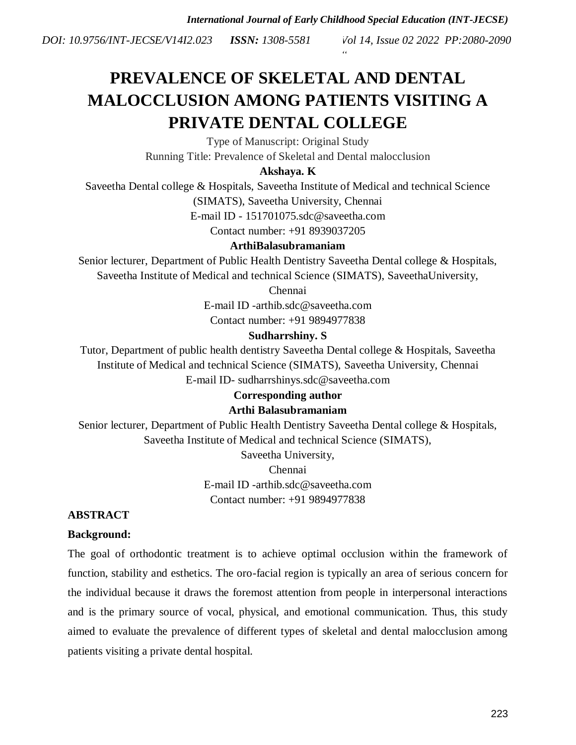# PREVALENCE OF SKELETAL AND DENTAL MALOCCLUSION AMONG PATIENTS VISITING A PRIVATE DENTAL COLLEGE

Type of Manuscript: Original Study

Running Title: Prevalence of Skeletal and Dental malocclusion

**Akshaya. K**

Saveetha Dental college & Hospitals, Saveetha Institute of Medical and technical Science (SIMATS), Saveetha University, Chennai

E-mail ID - 151701075.sdc@saveetha.com

Contact number: +91 8939037205

**ArthiBalasubramaniam**

Senior lecturer, Department of Public Health Dentistry Saveetha Dental college & Hospitals, Saveetha Institute of Medical and technical Science (SIMATS), SaveethaUniversity, Chennai

E-mail ID -arthib.sdc@saveetha.com

Contact number: +91 9894977838

**Sudharrshiny. S**

Tutor, Department of public health dentistry Saveetha Dental college & Hospitals, Saveetha Institute of Medical and technical Science (SIMATS), Saveetha University, Chennai

E-mail ID- sudharrshinys.sdc@saveetha.com

**Corresponding author**

**Arthi Balasubramaniam**

Senior lecturer, Department of Public Health Dentistry Saveetha Dental college & Hospitals, Saveetha Institute of Medical and technical Science (SIMATS), Saveetha University, Chennai

E-mail ID -arthib.sdc@saveetha.com

Contact number: +91 9894977838

## ABSTRACT

**Background:**

The goal of orthodontic treatment is to achieve optimal occlusion within the framework of function, stability and esthetics. The oro-facial region is typically an area of serious concern for the individual because it draws the foremost attention from people in interpersonal interactions and is the primary source of vocal, physical, and emotional communication. Thus, this study aimed to evaluate the prevalence of different types of skeletal and dental malocclusion among patients visiting a private dental hospital.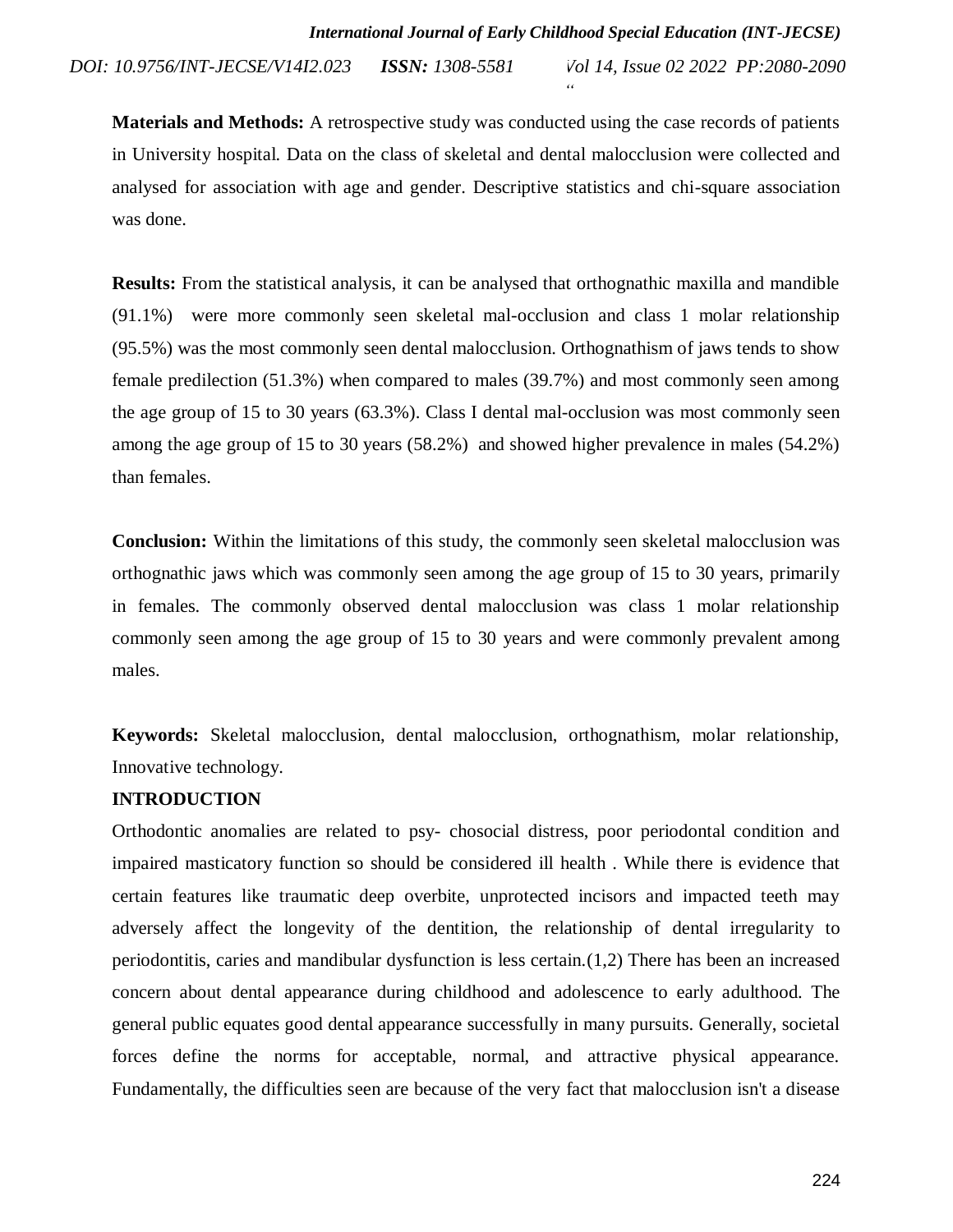**Materials and Methods:** A retrospective study was conducted using the case records of patients in University hospital. Data on the class of skeletal and dental malocclusion were collected and analysed for association with age and gender. Descriptive statistics and chi-square association was done.

**Results:** From the statistical analysis, it can be analysed that orthognathic maxilla and mandible (91.1%) were more commonly seen skeletal mal-occlusion and class 1 molar relationship (95.5%) was the most commonly seen dental malocclusion. Orthognathism of jaws tends to show female predilection (51.3%) when compared to males (39.7%) and most commonly seen among the age group of 15 to 30 years (63.3%). Class I dental mal-occlusion was most commonly seen among the age group of 15 to 30 years (58.2%) and showed higher prevalence in males (54.2%) than females.

**Conclusion:** Within the limitations of this study, the commonly seen skeletal malocclusion was orthognathic jaws which was commonly seen among the age group of 15 to 30 years, primarily in females. The commonly observed dental malocclusion was class 1 molar relationship commonly seen among the age group of 15 to 30 years and were commonly prevalent among males.

**Keywords:** Skeletal malocclusion, dental malocclusion, orthognathism, molar relationship, Innovative technology.

## INTRODUCTION

Orthodontic anomalies are related to psy- chosocial distress, poor periodontal condition and impaired masticatory function so should be considered ill health . While there is evidence that certain features like traumatic deep overbite, unprotected incisors and impacted teeth may adversely affect the longevity of the dentition, the relationship of dental irregularity to periodontitis, caries and mandibular dysfunction is less certain.(1,2) There has been an increased concern about dental appearance during childhood and adolescence to early adulthood. The general public equates good dental appearance successfully in many pursuits. Generally, societal forces define the norms for acceptable, normal, and attractive physical appearance. Fundamentally, the difficulties seen are because of the very fact that malocclusion isn't a disease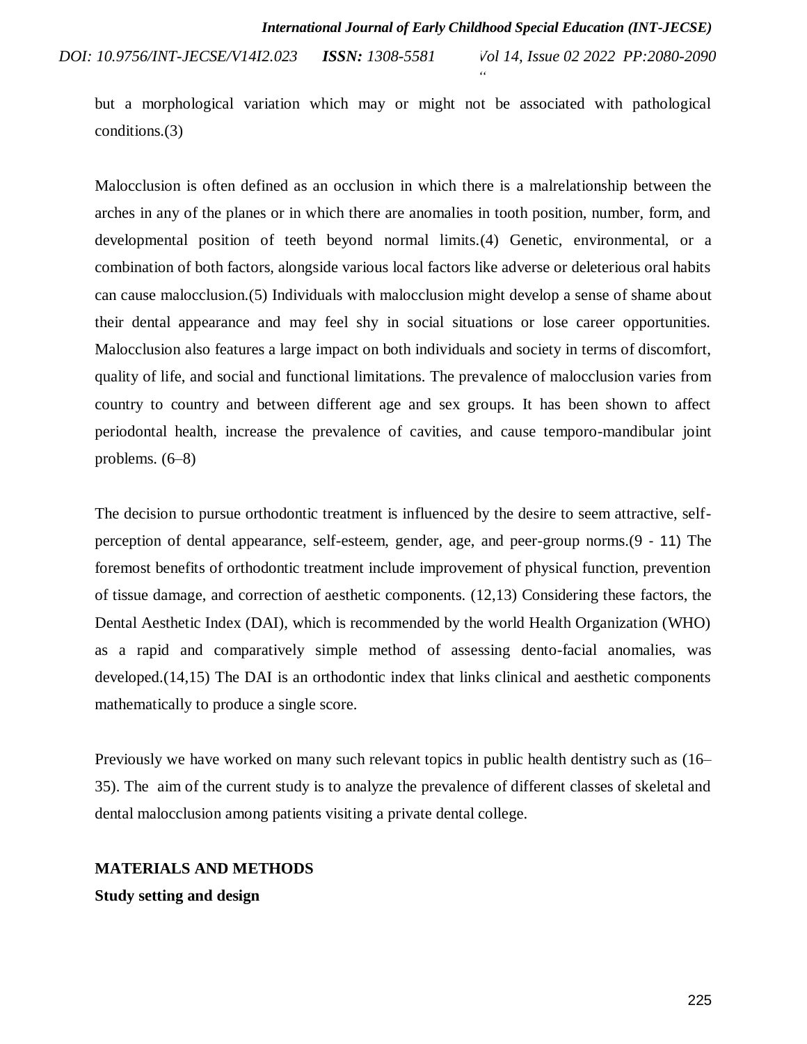but a morphological variation which may or might not be associated with pathological conditions.(3)

Malocclusion is often defined as an occlusion in which there is a malrelationship between the arches in any of the planes or in which there are anomalies in tooth position, number, form, and developmental position of teeth beyond normal limits.(4) Genetic, environmental, or a combination of both factors, alongside various local factors like adverse or deleterious oral habits can cause malocclusion.(5) Individuals with malocclusion might develop a sense of shame about their dental appearance and may feel shy in social situations or lose career opportunities. Malocclusion also features a large impact on both individuals and society in terms of discomfort, quality of life, and social and functional limitations. The prevalence of malocclusion varies from country to country and between different age and sex groups. It has been shown to affect periodontal health, increase the prevalence of cavities, and cause temporo-mandibular joint problems. (6–8)

The decision to pursue orthodontic treatment is influenced by the desire to seem attractive, self-perception of dental appearance, self-esteem, gender, age, and peer-group norms.(9 - 11) The foremost benefits of orthodontic treatment include improvement of physical function, prevention of tissue damage, and correction of aesthetic components. (12,13) Considering these factors, the Dental Aesthetic Index (DAI), which is recommended by the world Health Organization (WHO) as a rapid and comparatively simple method of assessing dento-facial anomalies, was developed.(14,15) The DAI is an orthodontic index that links clinical and aesthetic components mathematically to produce a single score.

Previously we have worked on many such relevant topics in public health dentistry such as (16–35). The aim of the current study is to analyze the prevalence of different classes of skeletal and dental malocclusion among patients visiting a private dental college.

## MATERIALS AND METHODS

**Study setting and design**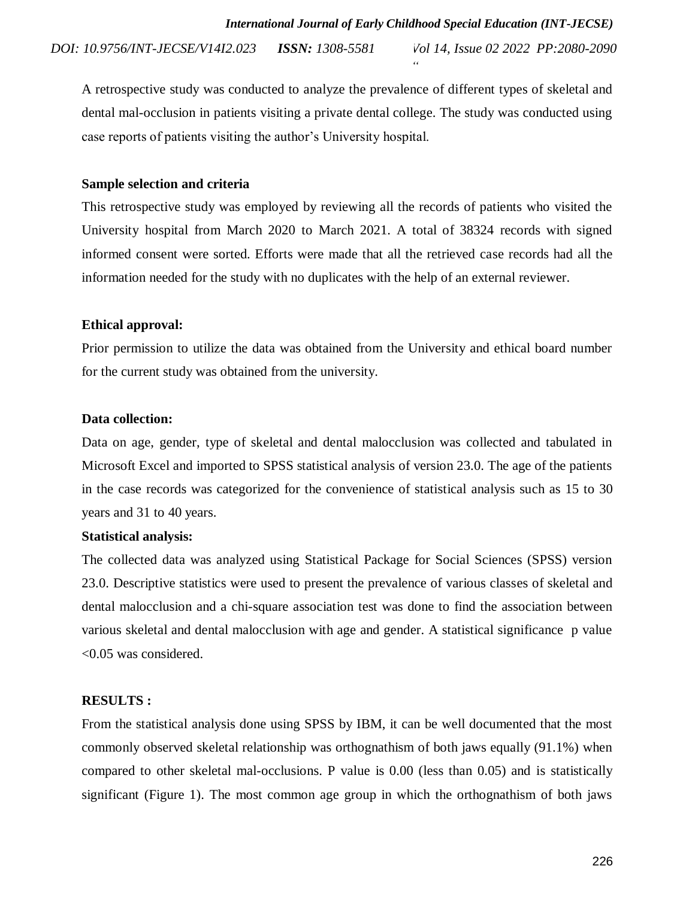A retrospective study was conducted to analyze the prevalence of different types of skeletal and dental mal-occlusion in patients visiting a private dental college. The study was conducted using case reports of patients visiting the author's University hospital.

**Sample selection and criteria**

This retrospective study was employed by reviewing all the records of patients who visited the University hospital from March 2020 to March 2021. A total of 38324 records with signed informed consent were sorted. Efforts were made that all the retrieved case records had all the information needed for the study with no duplicates with the help of an external reviewer.

**Ethical approval:**

Prior permission to utilize the data was obtained from the University and ethical board number for the current study was obtained from the university.

**Data collection:**

Data on age, gender, type of skeletal and dental malocclusion was collected and tabulated in Microsoft Excel and imported to SPSS statistical analysis of version 23.0. The age of the patients in the case records was categorized for the convenience of statistical analysis such as 15 to 30 years and 31 to 40 years.

**Statistical analysis:**

The collected data was analyzed using Statistical Package for Social Sciences (SPSS) version 23.0. Descriptive statistics were used to present the prevalence of various classes of skeletal and dental malocclusion and a chi-square association test was done to find the association between various skeletal and dental malocclusion with age and gender. A statistical significance p value <0.05 was considered.

**RESULTS :**

From the statistical analysis done using SPSS by IBM, it can be well documented that the most commonly observed skeletal relationship was orthognathism of both jaws equally (91.1%) when compared to other skeletal mal-occlusions. P value is 0.00 (less than 0.05) and is statistically significant (Figure 1). The most common age group in which the orthognathism of both jaws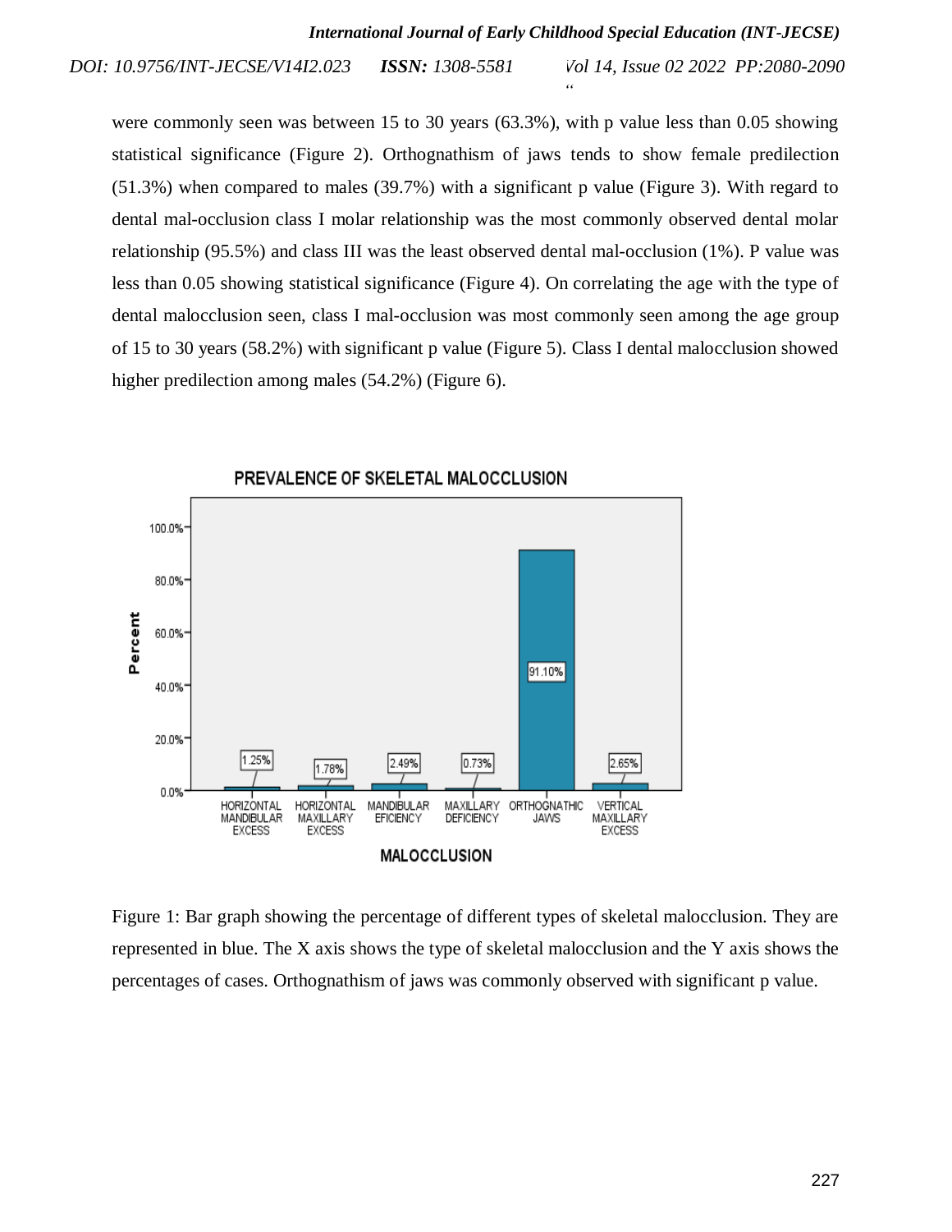were commonly seen was between 15 to 30 years (63.3%), with p value less than 0.05 showing statistical significance (Figure 2). Orthognathism of jaws tends to show female predilection (51.3%) when compared to males (39.7%) with a significant p value (Figure 3). With regard to dental mal-occlusion class I molar relationship was the most commonly observed dental molar relationship (95.5%) and class III was the least observed dental mal-occlusion (1%). P value was less than 0.05 showing statistical significance (Figure 4). On correlating the age with the type of dental malocclusion seen, class I mal-occlusion was most commonly seen among the age group of 15 to 30 years (58.2%) with significant p value (Figure 5). Class I dental malocclusion showed higher predilection among males (54.2%) (Figure 6).

Figure 1: Bar graph showing the percentage of different types of skeletal malocclusion. They are represented in blue. The X axis shows the type of skeletal malocclusion and the Y axis shows the percentages of cases. Orthognathism of jaws was commonly observed with significant p value.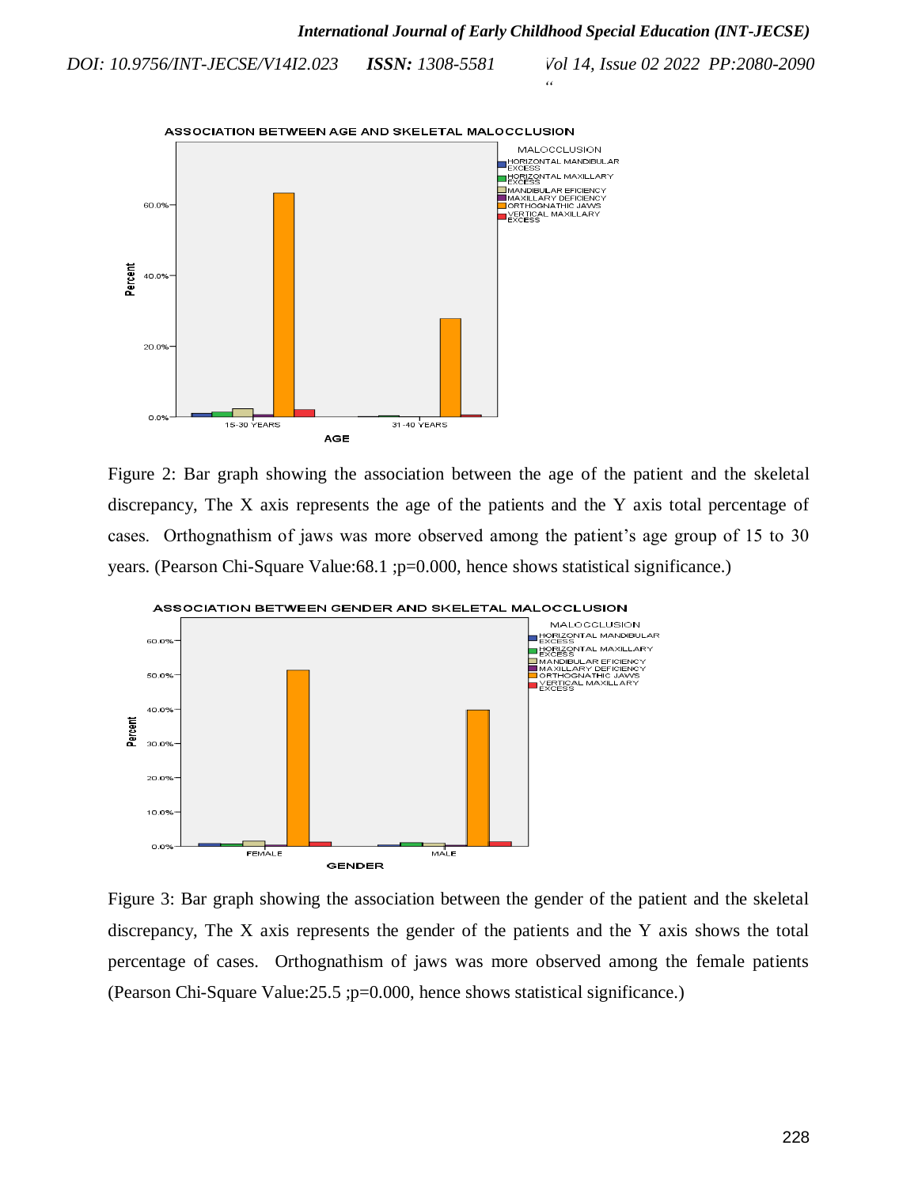Figure 2: Bar graph showing the association between the age of the patient and the skeletal discrepancy, The X axis represents the age of the patients and the Y axis total percentage of cases. Orthognathism of jaws was more observed among the patient's age group of 15 to 30 years. (Pearson Chi-Square Value:68.1 ;p=0.000, hence shows statistical significance.)

Figure 3: Bar graph showing the association between the gender of the patient and the skeletal discrepancy, The X axis represents the gender of the patients and the Y axis shows the total percentage of cases. Orthognathism of jaws was more observed among the female patients (Pearson Chi-Square Value:25.5 ;p=0.000, hence shows statistical significance.)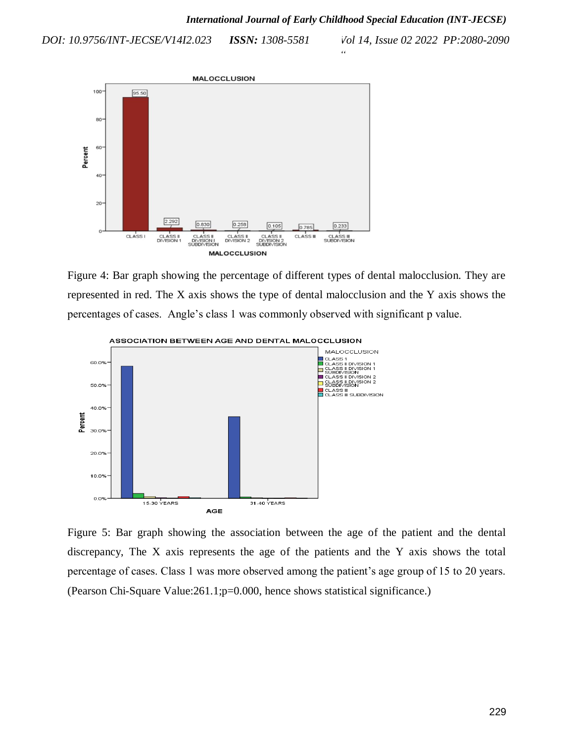Figure 4: Bar graph showing the percentage of different types of dental malocclusion. They are represented in red. The X axis shows the type of dental malocclusion and the Y axis shows the percentages of cases. Angle's class 1 was commonly observed with significant p value.

Figure 5: Bar graph showing the association between the age of the patient and the dental discrepancy, The X axis represents the age of the patients and the Y axis shows the total percentage of cases. Class 1 was more observed among the patient's age group of 15 to 20 years. (Pearson Chi-Square Value:261.1;p=0.000, hence shows statistical significance.)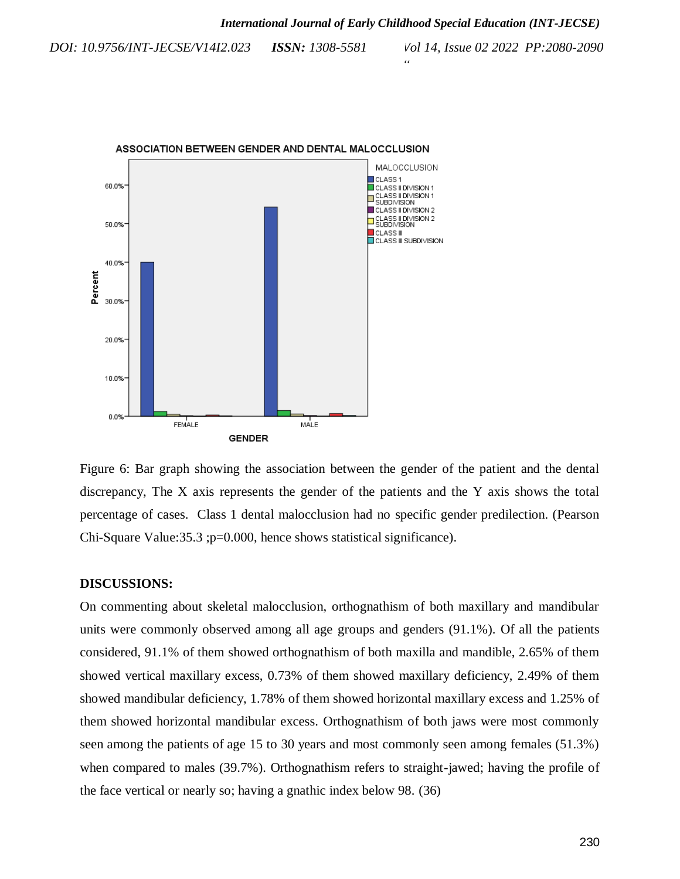Figure 6: Bar graph showing the association between the gender of the patient and the dental discrepancy, The X axis represents the gender of the patients and the Y axis shows the total percentage of cases. Class 1 dental malocclusion had no specific gender predilection. (Pearson Chi-Square Value:35.3 ;p=0.000, hence shows statistical significance).

**DISCUSSIONS:**

On commenting about skeletal malocclusion, orthognathism of both maxillary and mandibular units were commonly observed among all age groups and genders (91.1%). Of all the patients considered, 91.1% of them showed orthognathism of both maxilla and mandible, 2.65% of them showed vertical maxillary excess, 0.73% of them showed maxillary deficiency, 2.49% of them showed mandibular deficiency, 1.78% of them showed horizontal maxillary excess and 1.25% of them showed horizontal mandibular excess. Orthognathism of both jaws were most commonly seen among the patients of age 15 to 30 years and most commonly seen among females (51.3%) when compared to males (39.7%). Orthognathism refers to straight-jawed; having the profile of the face vertical or nearly so; having a gnathic index below 98. (36)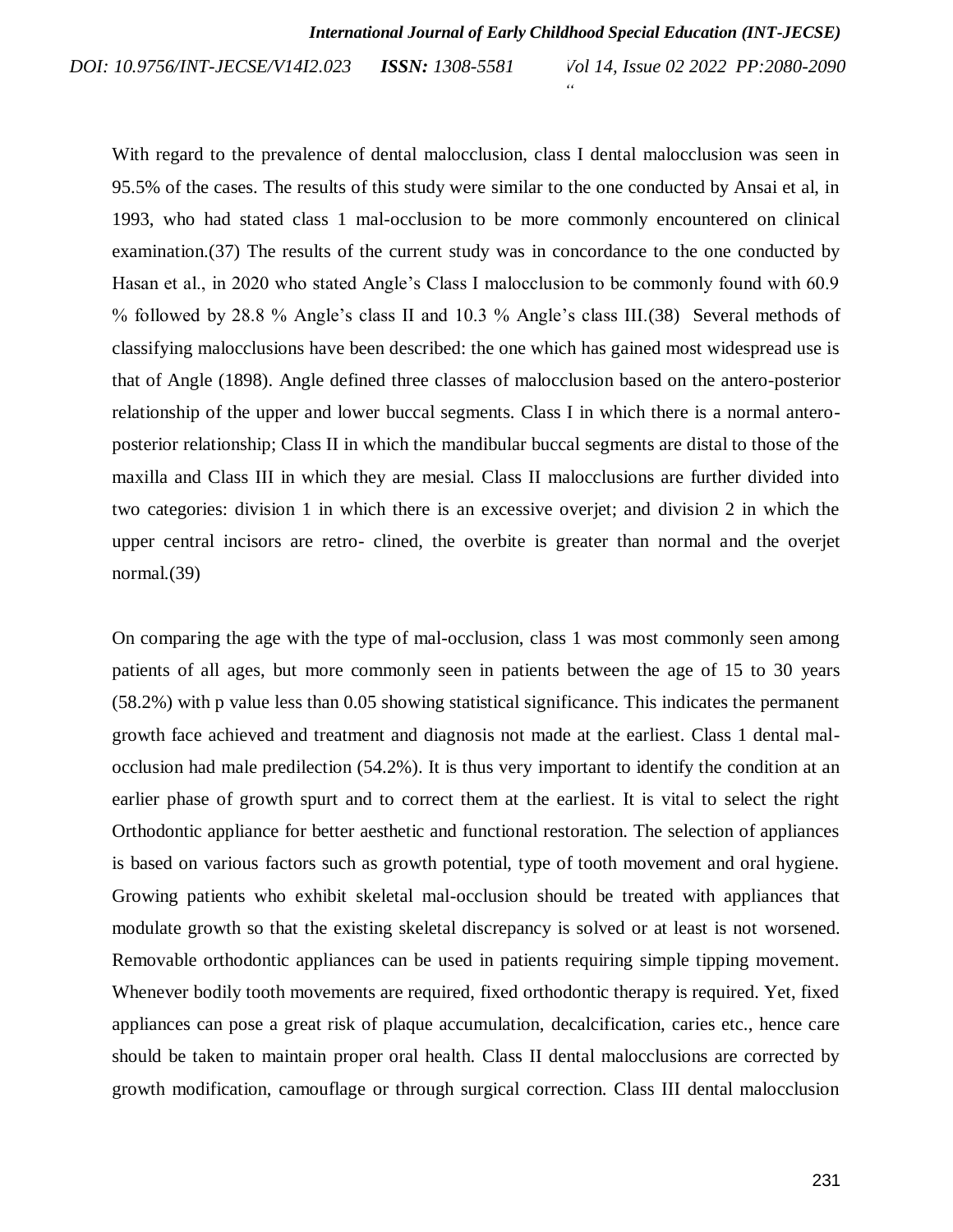With regard to the prevalence of dental malocclusion, class I dental malocclusion was seen in 95.5% of the cases. The results of this study were similar to the one conducted by Ansai et al, in 1993, who had stated class 1 mal-occlusion to be more commonly encountered on clinical examination.(37) The results of the current study was in concordance to the one conducted by Hasan et al., in 2020 who stated Angle's Class I malocclusion to be commonly found with 60.9 % followed by 28.8 % Angle's class II and 10.3 % Angle's class III.(38) Several methods of classifying malocclusions have been described: the one which has gained most widespread use is that of Angle (1898). Angle defined three classes of malocclusion based on the antero-posterior relationship of the upper and lower buccal segments. Class I in which there is a normal antero-posterior relationship; Class II in which the mandibular buccal segments are distal to those of the maxilla and Class III in which they are mesial. Class II malocclusions are further divided into two categories: division 1 in which there is an excessive overjet; and division 2 in which the upper central incisors are retro- clined, the overbite is greater than normal and the overjet normal.(39)

On comparing the age with the type of mal-occlusion, class 1 was most commonly seen among patients of all ages, but more commonly seen in patients between the age of 15 to 30 years (58.2%) with p value less than 0.05 showing statistical significance. This indicates the permanent growth face achieved and treatment and diagnosis not made at the earliest. Class 1 dental mal-occlusion had male predilection (54.2%). It is thus very important to identify the condition at an earlier phase of growth spurt and to correct them at the earliest. It is vital to select the right Orthodontic appliance for better aesthetic and functional restoration. The selection of appliances is based on various factors such as growth potential, type of tooth movement and oral hygiene. Growing patients who exhibit skeletal mal-occlusion should be treated with appliances that modulate growth so that the existing skeletal discrepancy is solved or at least is not worsened. Removable orthodontic appliances can be used in patients requiring simple tipping movement. Whenever bodily tooth movements are required, fixed orthodontic therapy is required. Yet, fixed appliances can pose a great risk of plaque accumulation, decalcification, caries etc., hence care should be taken to maintain proper oral health. Class II dental malocclusions are corrected by growth modification, camouflage or through surgical correction. Class III dental malocclusion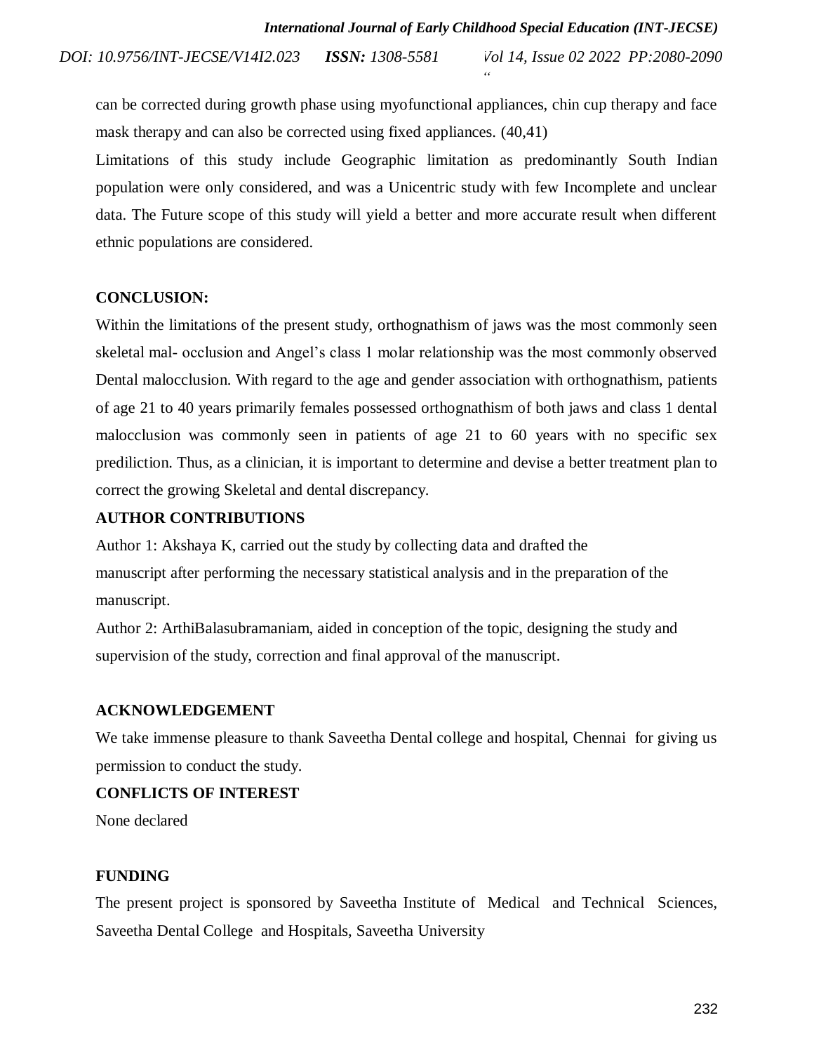can be corrected during growth phase using myofunctional appliances, chin cup therapy and face mask therapy and can also be corrected using fixed appliances. (40,41)

Limitations of this study include Geographic limitation as predominantly South Indian population were only considered, and was a Unicentric study with few Incomplete and unclear data. The Future scope of this study will yield a better and more accurate result when different ethnic populations are considered.

## CONCLUSION:

Within the limitations of the present study, orthognathism of jaws was the most commonly seen skeletal mal- occlusion and Angel's class 1 molar relationship was the most commonly observed Dental malocclusion. With regard to the age and gender association with orthognathism, patients of age 21 to 40 years primarily females possessed orthognathism of both jaws and class 1 dental malocclusion was commonly seen in patients of age 21 to 60 years with no specific sex prediliction. Thus, as a clinician, it is important to determine and devise a better treatment plan to correct the growing Skeletal and dental discrepancy.

## AUTHOR CONTRIBUTIONS

Author 1: Akshaya K, carried out the study by collecting data and drafted the manuscript after performing the necessary statistical analysis and in the preparation of the manuscript.

Author 2: ArthiBalasubramaniam, aided in conception of the topic, designing the study and supervision of the study, correction and final approval of the manuscript.

## ACKNOWLEDGEMENT

We take immense pleasure to thank Saveetha Dental college and hospital, Chennai for giving us permission to conduct the study.

## CONFLICTS OF INTEREST

None declared

## FUNDING

The present project is sponsored by Saveetha Institute of Medical and Technical Sciences, Saveetha Dental College and Hospitals, Saveetha University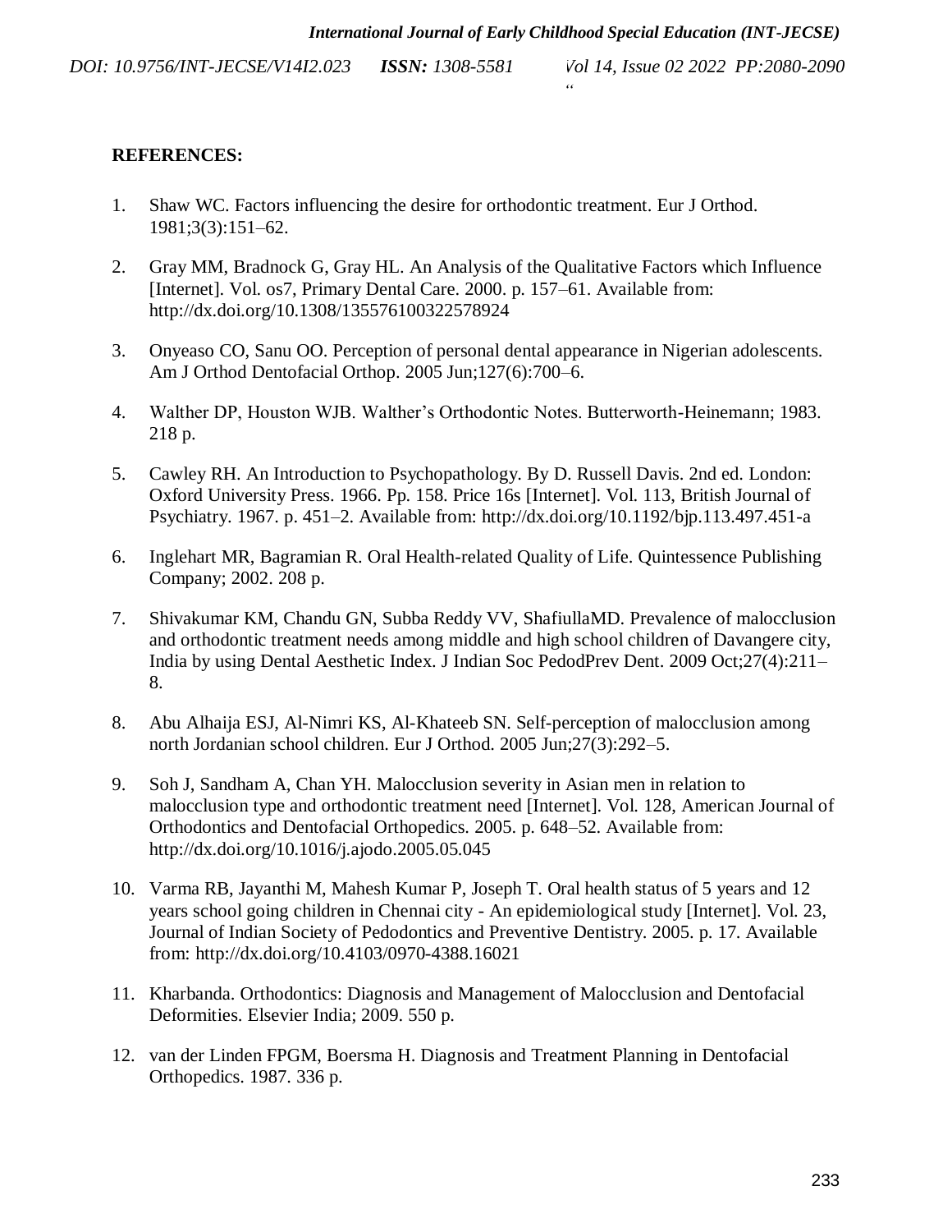**REFERENCES:**

1. Shaw WC. Factors influencing the desire for orthodontic treatment. Eur J Orthod. 1981;3(3):151–62.

2. Gray MM, Bradnock G, Gray HL. An Analysis of the Qualitative Factors which Influence [Internet]. Vol. os7, Primary Dental Care. 2000. p. 157–61. Available from: http://dx.doi.org/10.1308/135576100322578924

3. Onyeaso CO, Sanu OO. Perception of personal dental appearance in Nigerian adolescents. Am J Orthod Dentofacial Orthop. 2005 Jun;127(6):700–6.

4. Walther DP, Houston WJB. Walther's Orthodontic Notes. Butterworth-Heinemann; 1983. 218 p.

5. Cawley RH. An Introduction to Psychopathology. By D. Russell Davis. 2nd ed. London: Oxford University Press. 1966. Pp. 158. Price 16s [Internet]. Vol. 113, British Journal of Psychiatry. 1967. p. 451–2. Available from: http://dx.doi.org/10.1192/bjp.113.497.451-a

6. Inglehart MR, Bagramian R. Oral Health-related Quality of Life. Quintessence Publishing Company; 2002. 208 p.

7. Shivakumar KM, Chandu GN, Subba Reddy VV, ShafiullaMD. Prevalence of malocclusion and orthodontic treatment needs among middle and high school children of Davangere city, India by using Dental Aesthetic Index. J Indian Soc PedodPrev Dent. 2009 Oct;27(4):211–8.

8. Abu Alhaija ESJ, Al-Nimri KS, Al-Khateeb SN. Self-perception of malocclusion among north Jordanian school children. Eur J Orthod. 2005 Jun;27(3):292–5.

9. Soh J, Sandham A, Chan YH. Malocclusion severity in Asian men in relation to malocclusion type and orthodontic treatment need [Internet]. Vol. 128, American Journal of Orthodontics and Dentofacial Orthopedics. 2005. p. 648–52. Available from: http://dx.doi.org/10.1016/j.ajodo.2005.05.045

10. Varma RB, Jayanthi M, Mahesh Kumar P, Joseph T. Oral health status of 5 years and 12 years school going children in Chennai city - An epidemiological study [Internet]. Vol. 23, Journal of Indian Society of Pedodontics and Preventive Dentistry. 2005. p. 17. Available from: http://dx.doi.org/10.4103/0970-4388.16021

11. Kharbanda. Orthodontics: Diagnosis and Management of Malocclusion and Dentofacial Deformities. Elsevier India; 2009. 550 p.

12. van der Linden FPGM, Boersma H. Diagnosis and Treatment Planning in Dentofacial Orthopedics. 1987. 336 p.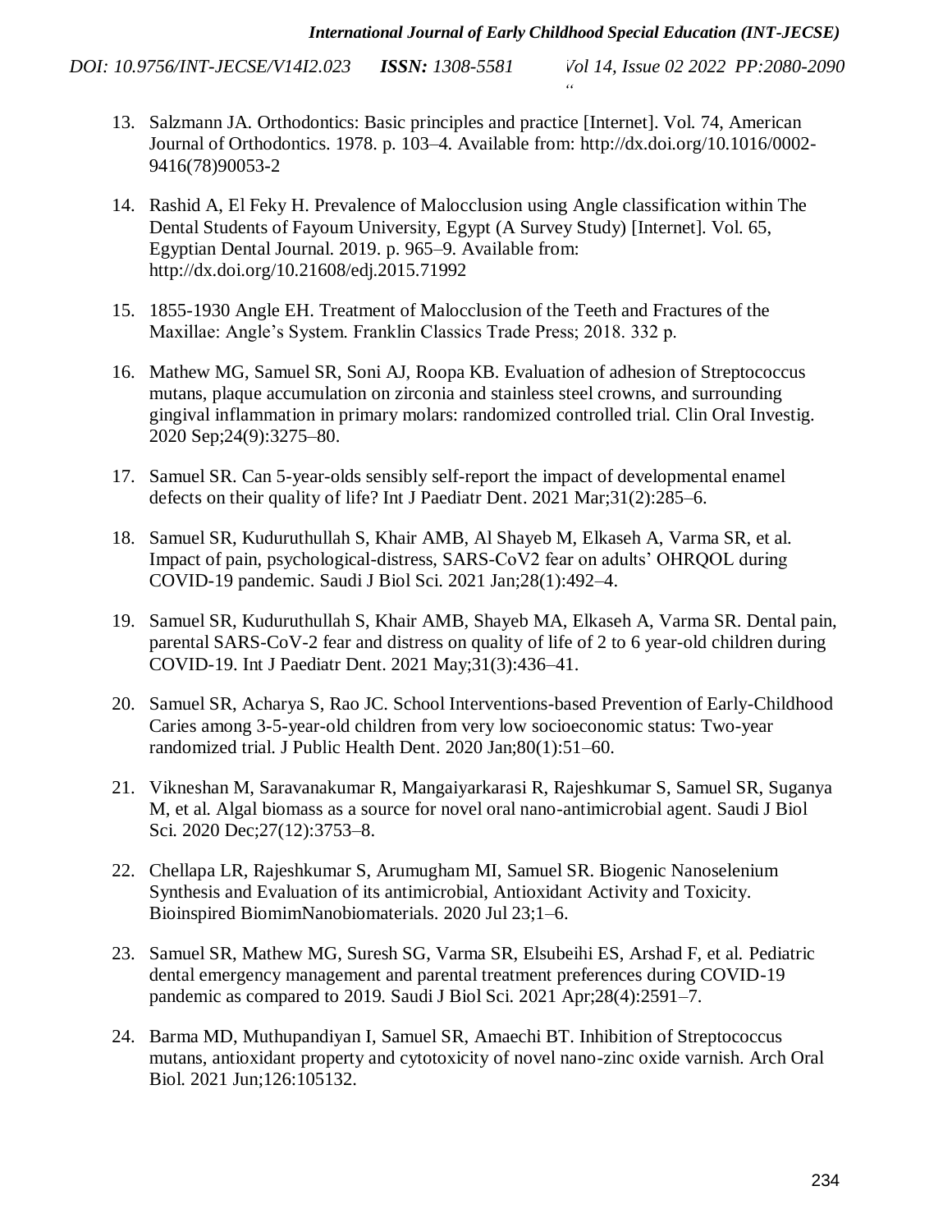13. Salzmann JA. Orthodontics: Basic principles and practice [Internet]. Vol. 74, American Journal of Orthodontics. 1978. p. 103–4. Available from: http://dx.doi.org/10.1016/0002-9416(78)90053-2
14. Rashid A, El Feky H. Prevalence of Malocclusion using Angle classification within The Dental Students of Fayoum University, Egypt (A Survey Study) [Internet]. Vol. 65, Egyptian Dental Journal. 2019. p. 965–9. Available from: http://dx.doi.org/10.21608/edj.2015.71992
15. 1855-1930 Angle EH. Treatment of Malocclusion of the Teeth and Fractures of the Maxillae: Angle's System. Franklin Classics Trade Press; 2018. 332 p.
16. Mathew MG, Samuel SR, Soni AJ, Roopa KB. Evaluation of adhesion of Streptococcus mutans, plaque accumulation on zirconia and stainless steel crowns, and surrounding gingival inflammation in primary molars: randomized controlled trial. Clin Oral Investig. 2020 Sep;24(9):3275–80.
17. Samuel SR. Can 5-year-olds sensibly self-report the impact of developmental enamel defects on their quality of life? Int J Paediatr Dent. 2021 Mar;31(2):285–6.
18. Samuel SR, Kuduruthullah S, Khair AMB, Al Shayeb M, Elkaseh A, Varma SR, et al. Impact of pain, psychological-distress, SARS-CoV2 fear on adults' OHRQOL during COVID-19 pandemic. Saudi J Biol Sci. 2021 Jan;28(1):492–4.
19. Samuel SR, Kuduruthullah S, Khair AMB, Shayeb MA, Elkaseh A, Varma SR. Dental pain, parental SARS-CoV-2 fear and distress on quality of life of 2 to 6 year-old children during COVID-19. Int J Paediatr Dent. 2021 May;31(3):436–41.
20. Samuel SR, Acharya S, Rao JC. School Interventions-based Prevention of Early-Childhood Caries among 3-5-year-old children from very low socioeconomic status: Two-year randomized trial. J Public Health Dent. 2020 Jan;80(1):51–60.
21. Vikneshan M, Saravanakumar R, Mangaiyarkarasi R, Rajeshkumar S, Samuel SR, Suganya M, et al. Algal biomass as a source for novel oral nano-antimicrobial agent. Saudi J Biol Sci. 2020 Dec;27(12):3753–8.
22. Chellapa LR, Rajeshkumar S, Arumugham MI, Samuel SR. Biogenic Nanoselenium Synthesis and Evaluation of its antimicrobial, Antioxidant Activity and Toxicity. Bioinspired BiomimNanobiomaterials. 2020 Jul 23;1–6.
23. Samuel SR, Mathew MG, Suresh SG, Varma SR, Elsubeihi ES, Arshad F, et al. Pediatric dental emergency management and parental treatment preferences during COVID-19 pandemic as compared to 2019. Saudi J Biol Sci. 2021 Apr;28(4):2591–7.
24. Barma MD, Muthupandiyan I, Samuel SR, Amaechi BT. Inhibition of Streptococcus mutans, antioxidant property and cytotoxicity of novel nano-zinc oxide varnish. Arch Oral Biol. 2021 Jun;126:105132.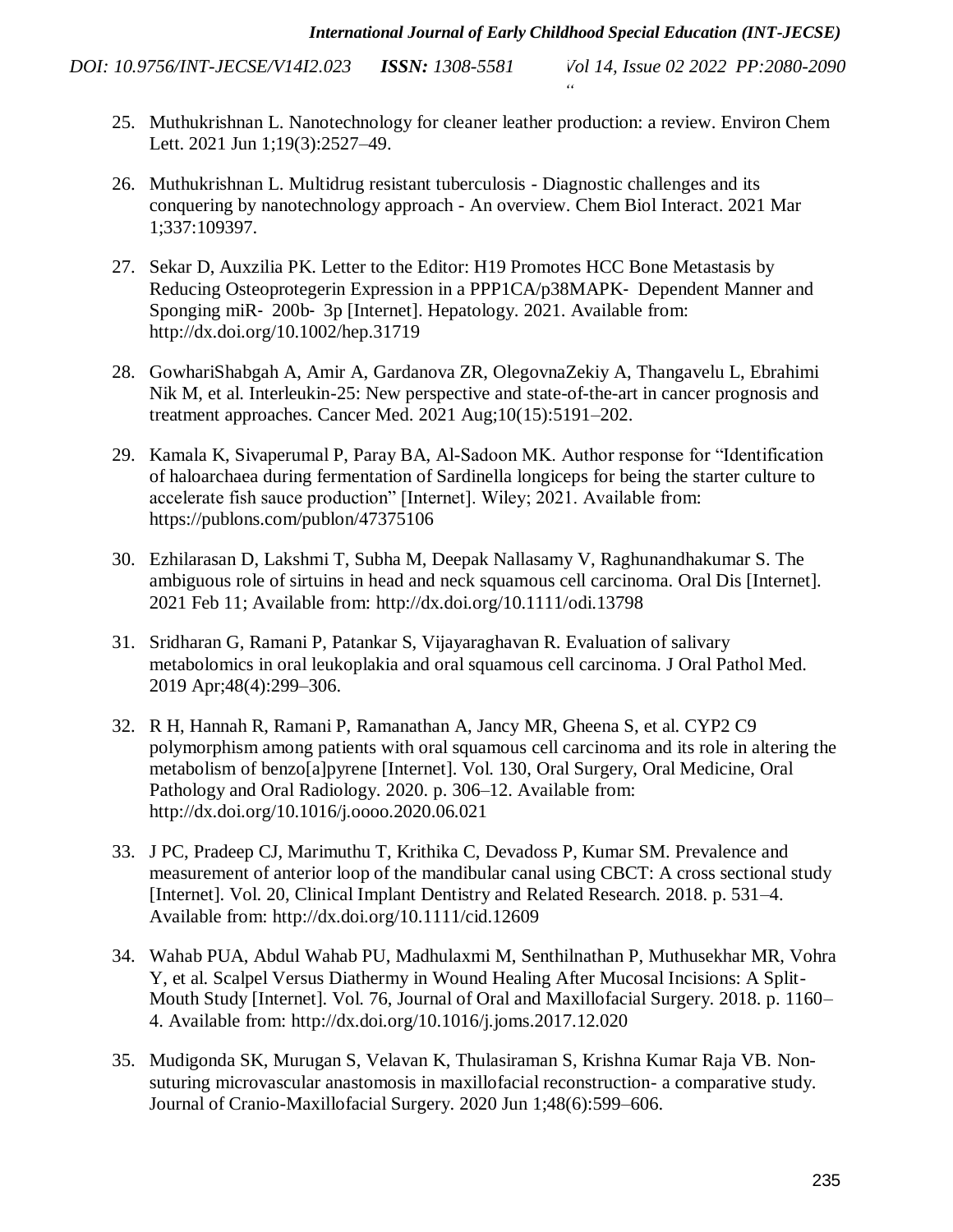25. Muthukrishnan L. Nanotechnology for cleaner leather production: a review. Environ Chem Lett. 2021 Jun 1;19(3):2527–49.

26. Muthukrishnan L. Multidrug resistant tuberculosis - Diagnostic challenges and its conquering by nanotechnology approach - An overview. Chem Biol Interact. 2021 Mar 1;337:109397.

27. Sekar D, Auxzilia PK. Letter to the Editor: H19 Promotes HCC Bone Metastasis by Reducing Osteoprotegerin Expression in a PPP1CA/p38MAPK- Dependent Manner and Sponging miR- 200b- 3p [Internet]. Hepatology. 2021. Available from: http://dx.doi.org/10.1002/hep.31719

28. GowhariShabgah A, Amir A, Gardanova ZR, OlegovnaZekiy A, Thangavelu L, Ebrahimi Nik M, et al. Interleukin-25: New perspective and state-of-the-art in cancer prognosis and treatment approaches. Cancer Med. 2021 Aug;10(15):5191–202.

29. Kamala K, Sivaperumal P, Paray BA, Al-Sadoon MK. Author response for "Identification of haloarchaea during fermentation of Sardinella longiceps for being the starter culture to accelerate fish sauce production" [Internet]. Wiley; 2021. Available from: https://publons.com/publon/47375106

30. Ezhilarasan D, Lakshmi T, Subha M, Deepak Nallasamy V, Raghunandhakumar S. The ambiguous role of sirtuins in head and neck squamous cell carcinoma. Oral Dis [Internet]. 2021 Feb 11; Available from: http://dx.doi.org/10.1111/odi.13798

31. Sridharan G, Ramani P, Patankar S, Vijayaraghavan R. Evaluation of salivary metabolomics in oral leukoplakia and oral squamous cell carcinoma. J Oral Pathol Med. 2019 Apr;48(4):299–306.

32. R H, Hannah R, Ramani P, Ramanathan A, Jancy MR, Gheena S, et al. CYP2 C9 polymorphism among patients with oral squamous cell carcinoma and its role in altering the metabolism of benzo[a]pyrene [Internet]. Vol. 130, Oral Surgery, Oral Medicine, Oral Pathology and Oral Radiology. 2020. p. 306–12. Available from: http://dx.doi.org/10.1016/j.oooo.2020.06.021

33. J PC, Pradeep CJ, Marimuthu T, Krithika C, Devadoss P, Kumar SM. Prevalence and measurement of anterior loop of the mandibular canal using CBCT: A cross sectional study [Internet]. Vol. 20, Clinical Implant Dentistry and Related Research. 2018. p. 531–4. Available from: http://dx.doi.org/10.1111/cid.12609

34. Wahab PUA, Abdul Wahab PU, Madhulaxmi M, Senthilnathan P, Muthusekhar MR, Vohra Y, et al. Scalpel Versus Diathermy in Wound Healing After Mucosal Incisions: A Split-Mouth Study [Internet]. Vol. 76, Journal of Oral and Maxillofacial Surgery. 2018. p. 1160–4. Available from: http://dx.doi.org/10.1016/j.joms.2017.12.020

35. Mudigonda SK, Murugan S, Velavan K, Thulasiraman S, Krishna Kumar Raja VB. Non-suturing microvascular anastomosis in maxillofacial reconstruction- a comparative study. Journal of Cranio-Maxillofacial Surgery. 2020 Jun 1;48(6):599–606.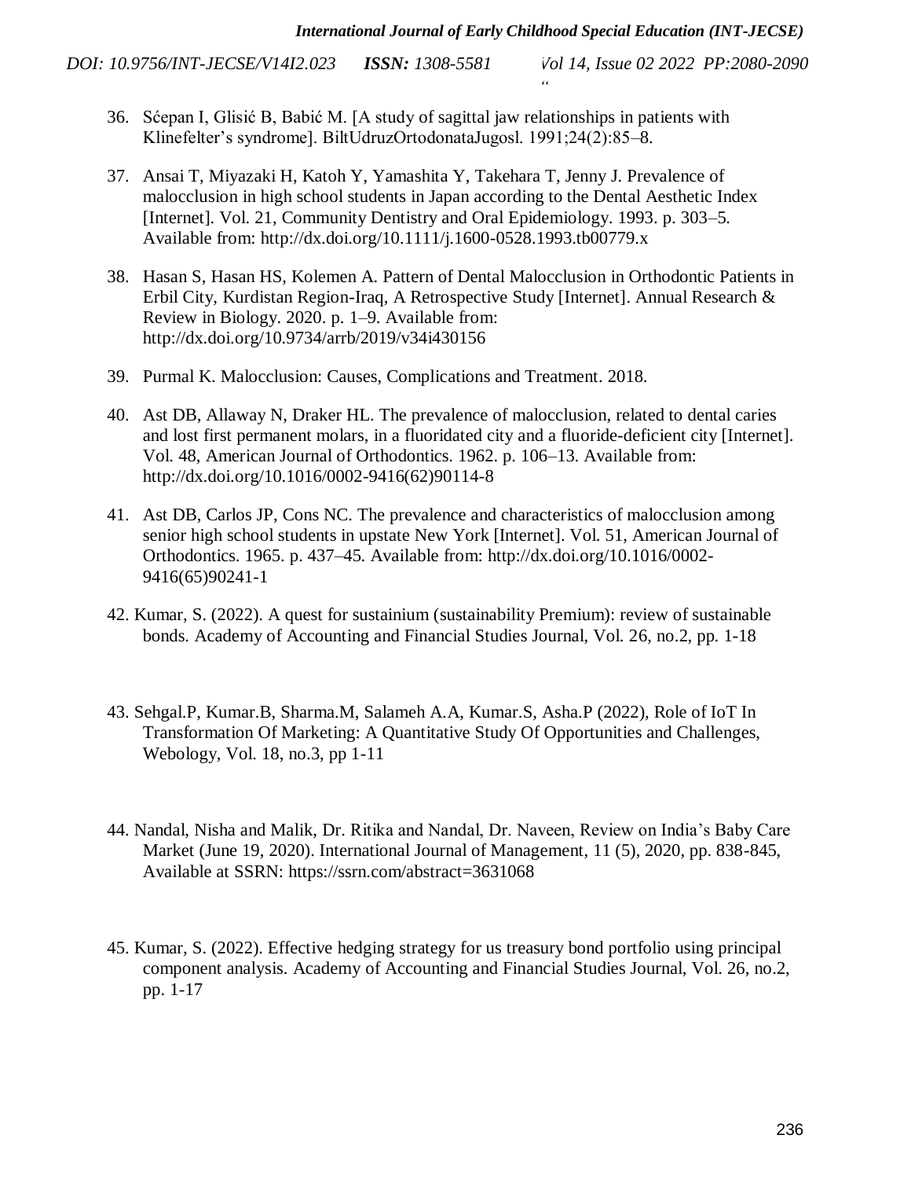36. Sćepan I, Glisić B, Babić M. [A study of sagittal jaw relationships in patients with Klinefelter's syndrome]. BiltUdruzOrtodonataJugosl. 1991;24(2):85–8.

37. Ansai T, Miyazaki H, Katoh Y, Yamashita Y, Takehara T, Jenny J. Prevalence of malocclusion in high school students in Japan according to the Dental Aesthetic Index [Internet]. Vol. 21, Community Dentistry and Oral Epidemiology. 1993. p. 303–5. Available from: http://dx.doi.org/10.1111/j.1600-0528.1993.tb00779.x

38. Hasan S, Hasan HS, Kolemen A. Pattern of Dental Malocclusion in Orthodontic Patients in Erbil City, Kurdistan Region-Iraq, A Retrospective Study [Internet]. Annual Research & Review in Biology. 2020. p. 1–9. Available from: http://dx.doi.org/10.9734/arrb/2019/v34i430156

39. Purmal K. Malocclusion: Causes, Complications and Treatment. 2018.

40. Ast DB, Allaway N, Draker HL. The prevalence of malocclusion, related to dental caries and lost first permanent molars, in a fluoridated city and a fluoride-deficient city [Internet]. Vol. 48, American Journal of Orthodontics. 1962. p. 106–13. Available from: http://dx.doi.org/10.1016/0002-9416(62)90114-8

41. Ast DB, Carlos JP, Cons NC. The prevalence and characteristics of malocclusion among senior high school students in upstate New York [Internet]. Vol. 51, American Journal of Orthodontics. 1965. p. 437–45. Available from: http://dx.doi.org/10.1016/0002-9416(65)90241-1

42. Kumar, S. (2022). A quest for sustainium (sustainability Premium): review of sustainable bonds. Academy of Accounting and Financial Studies Journal, Vol. 26, no.2, pp. 1-18

43. Sehgal.P, Kumar.B, Sharma.M, Salameh A.A, Kumar.S, Asha.P (2022), Role of IoT In Transformation Of Marketing: A Quantitative Study Of Opportunities and Challenges, Webology, Vol. 18, no.3, pp 1-11

44. Nandal, Nisha and Malik, Dr. Ritika and Nandal, Dr. Naveen, Review on India's Baby Care Market (June 19, 2020). International Journal of Management, 11 (5), 2020, pp. 838-845, Available at SSRN: https://ssrn.com/abstract=3631068

45. Kumar, S. (2022). Effective hedging strategy for us treasury bond portfolio using principal component analysis. Academy of Accounting and Financial Studies Journal, Vol. 26, no.2, pp. 1-17